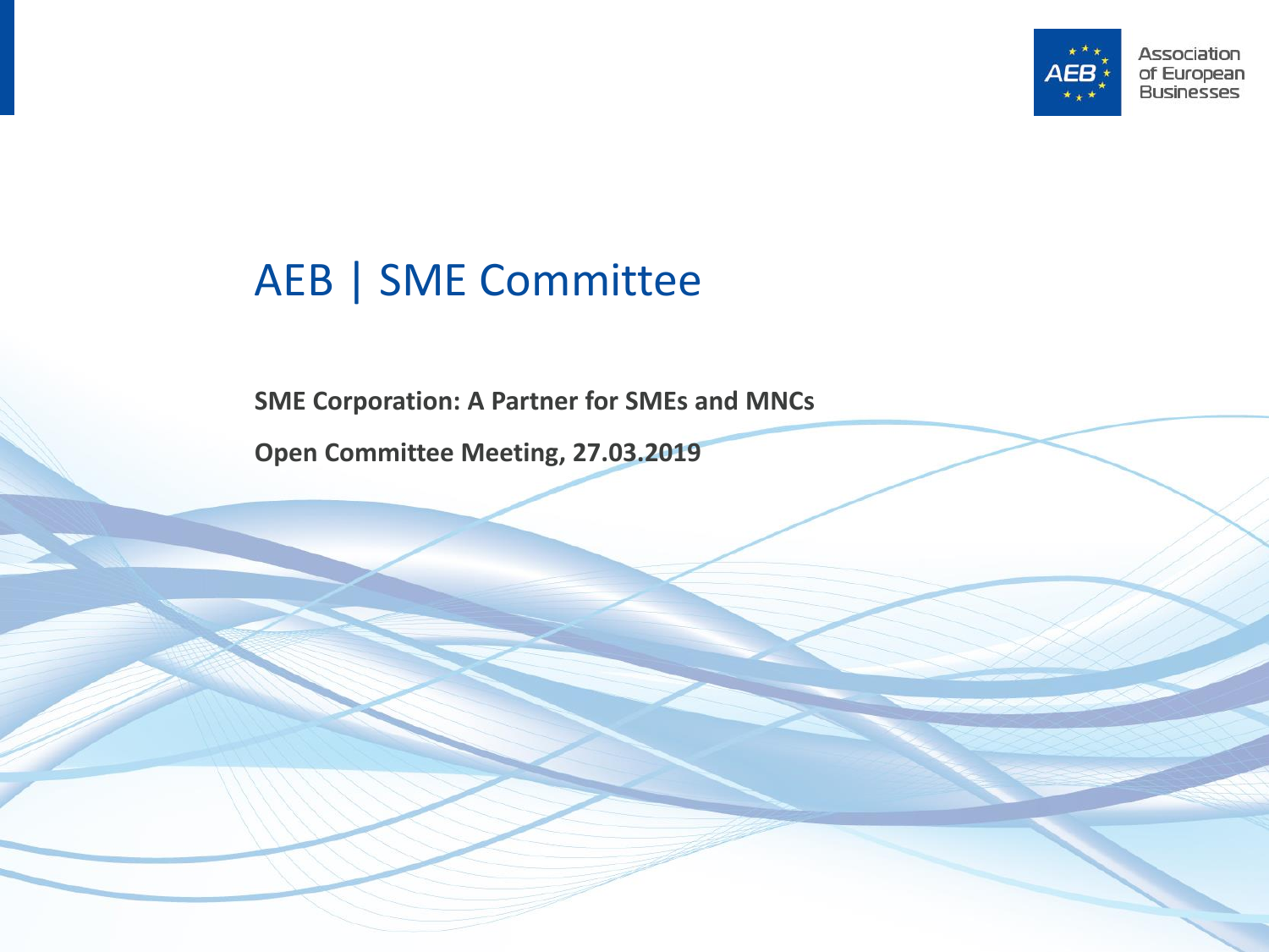Association of European Businesses

# AEB | SME Committee

**SME Corporation: A Partner for SMEs and MNCs**

**Open Committee Meeting, 27.03.2019**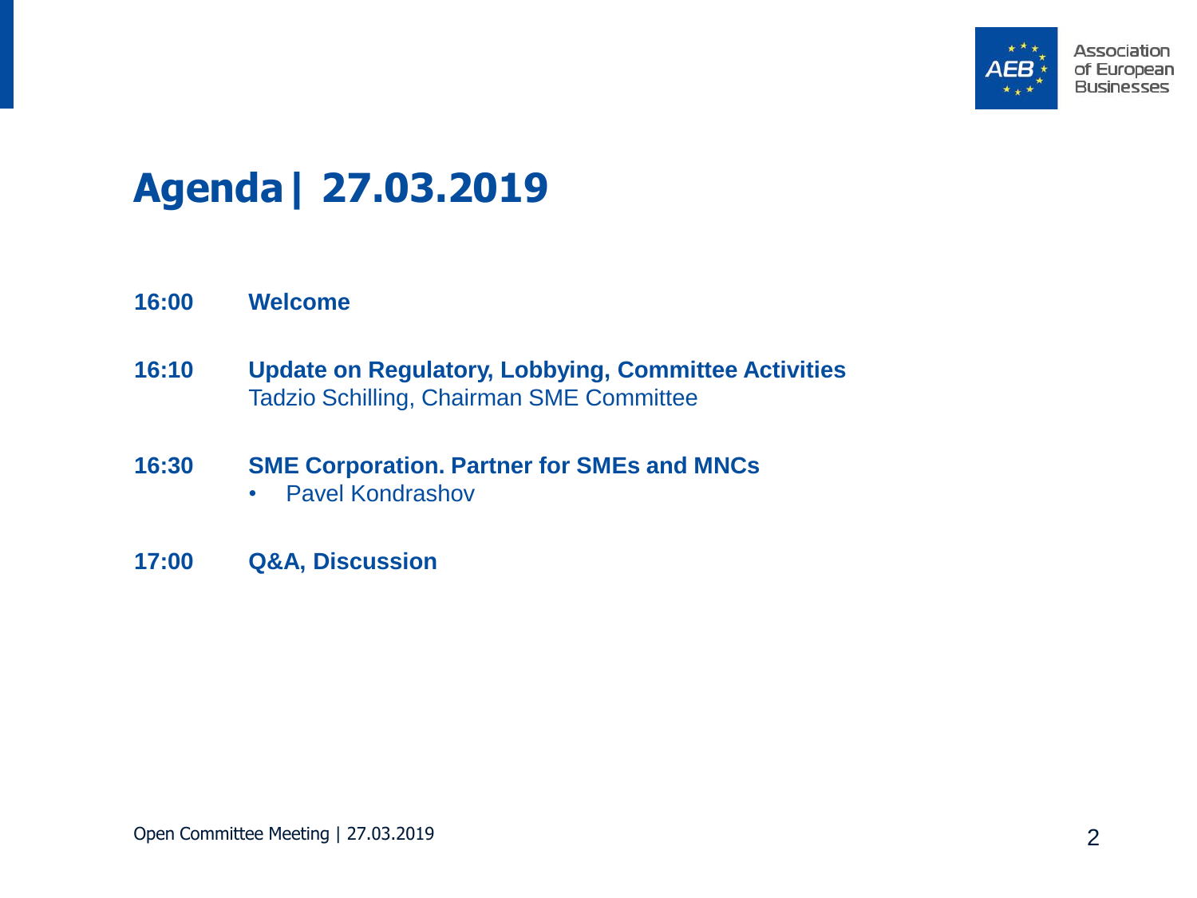# Agenda | 27.03.2019

**16:00** **Welcome**

**16:10** **Update on Regulatory, Lobbying, Committee Activities**
Tadzio Schilling, Chairman SME Committee

**16:30** **SME Corporation. Partner for SMEs and MNCs**
- Pavel Kondrashov

**17:00** **Q&A, Discussion**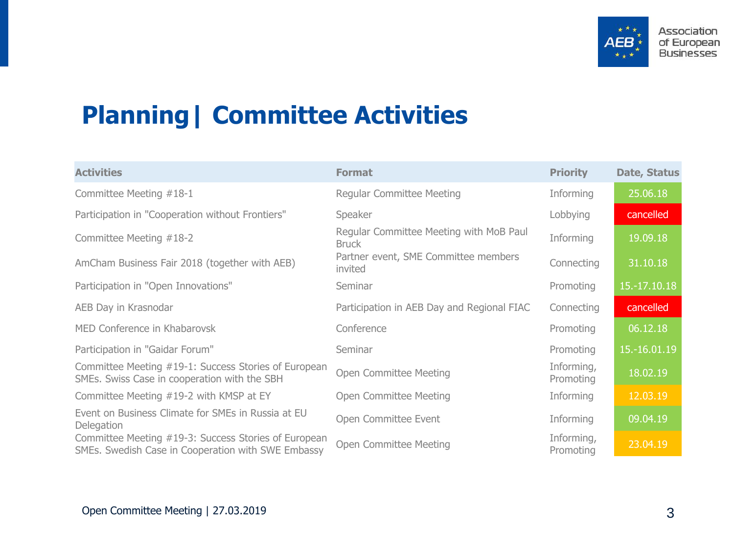# Planning | Committee Activities

| Activities | Format | Priority | Date, Status |
|---|---|---|---|
| Committee Meeting #18-1 | Regular Committee Meeting | Informing | 25.06.18 |
| Participation in "Cooperation without Frontiers" | Speaker | Lobbying | cancelled |
| Committee Meeting #18-2 | Regular Committee Meeting with MoB Paul Bruck | Informing | 19.09.18 |
| AmCham Business Fair 2018 (together with AEB) | Partner event, SME Committee members invited | Connecting | 31.10.18 |
| Participation in "Open Innovations" | Seminar | Promoting | 15.-17.10.18 |
| AEB Day in Krasnodar | Participation in AEB Day and Regional FIAC | Connecting | cancelled |
| MED Conference in Khabarovsk | Conference | Promoting | 06.12.18 |
| Participation in "Gaidar Forum" | Seminar | Promoting | 15.-16.01.19 |
| Committee Meeting #19-1: Success Stories of European SMEs. Swiss Case in cooperation with the SBH | Open Committee Meeting | Informing, Promoting | 18.02.19 |
| Committee Meeting #19-2 with KMSP at EY | Open Committee Meeting | Informing | 12.03.19 |
| Event on Business Climate for SMEs in Russia at EU Delegation | Open Committee Event | Informing | 09.04.19 |
| Committee Meeting #19-3: Success Stories of European SMEs. Swedish Case in Cooperation with SWE Embassy | Open Committee Meeting | Informing, Promoting | 23.04.19 |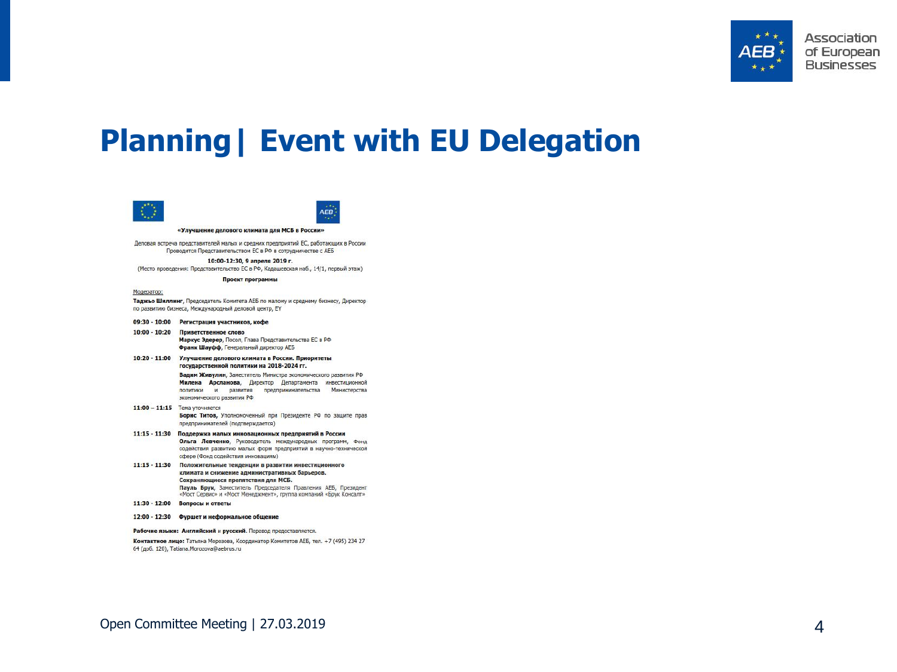# Planning | Event with EU Delegation

**«Улучшение делового климата для МСБ в России»**

Деловая встреча представителей малых и средних предприятий ЕС, работающих в России
Проводится Представительством ЕС в РФ в сотрудничестве с АЕБ

**10:00-12:30, 9 апреля 2019 г.**
(Место проведения: Представительство ЕС в РФ, Кадашевская наб., 14/1, первый этаж)

**Проект программы**

Модератор:
**Таджьо Шиллинг**, Председатель Комитета АЕБ по малому и среднему бизнесу, Директор по развитию бизнеса, Международный деловой центр, EY

| | |
|---|---|
| **09:30 - 10:00** | **Регистрация участников, кофе** |
| **10:00 - 10:20** | **Приветственное слово**<br>**Маркус Эдерер**, Посол, Глава Представительства ЕС в РФ<br>**Франк Шауфф**, Генеральный директор АЕБ |
| **10:20 - 11:00** | **Улучшение делового климата в России. Приоритеты государственной политики на 2018-2024 гг.**<br>**Вадим Живулин**, Заместитель Министра экономического развития РФ<br>**Милена Арсланова**, Директор Департамента инвестиционной политики и развития предпринимательства Министерства экономического развития РФ |
| **11:00 – 11:15** | Тема уточняется<br>**Борис Титов**, Уполномоченный при Президенте РФ по защите прав предпринимателей (подтверждается) |
| **11:15 - 11:30** | **Поддержка малых инновационных предприятий в России**<br>**Ольга Левченко**, Руководитель международных программ, Фонд содействия развитию малых форм предприятий в научно-технической сфере (Фонд содействия инновациям) |
| **11:15 - 11:30** | **Положительные тенденции в развитии инвестиционного климата и снижение административных барьеров. Сохраняющиеся препятствия для МСБ.**<br>**Пауль Брук**, Заместитель Председателя Правления АЕБ, Президент «Мост Сервис» и «Мост Менеджмент», группа компаний «Брук Консалт» |
| **11:30 - 12:00** | **Вопросы и ответы** |
| **12:00 - 12:30** | **Фуршет и неформальное общение** |

**Рабочие языки: Английский** и **русский**. Перевод предоставляется.

**Контактное лицо:** Татьяна Морозова, Координатор Комитетов АЕБ, тел. +7 (495) 234 27 64 (доб. 120), Tatiana.Morozova@aebrus.ru

Open Committee Meeting | 27.03.2019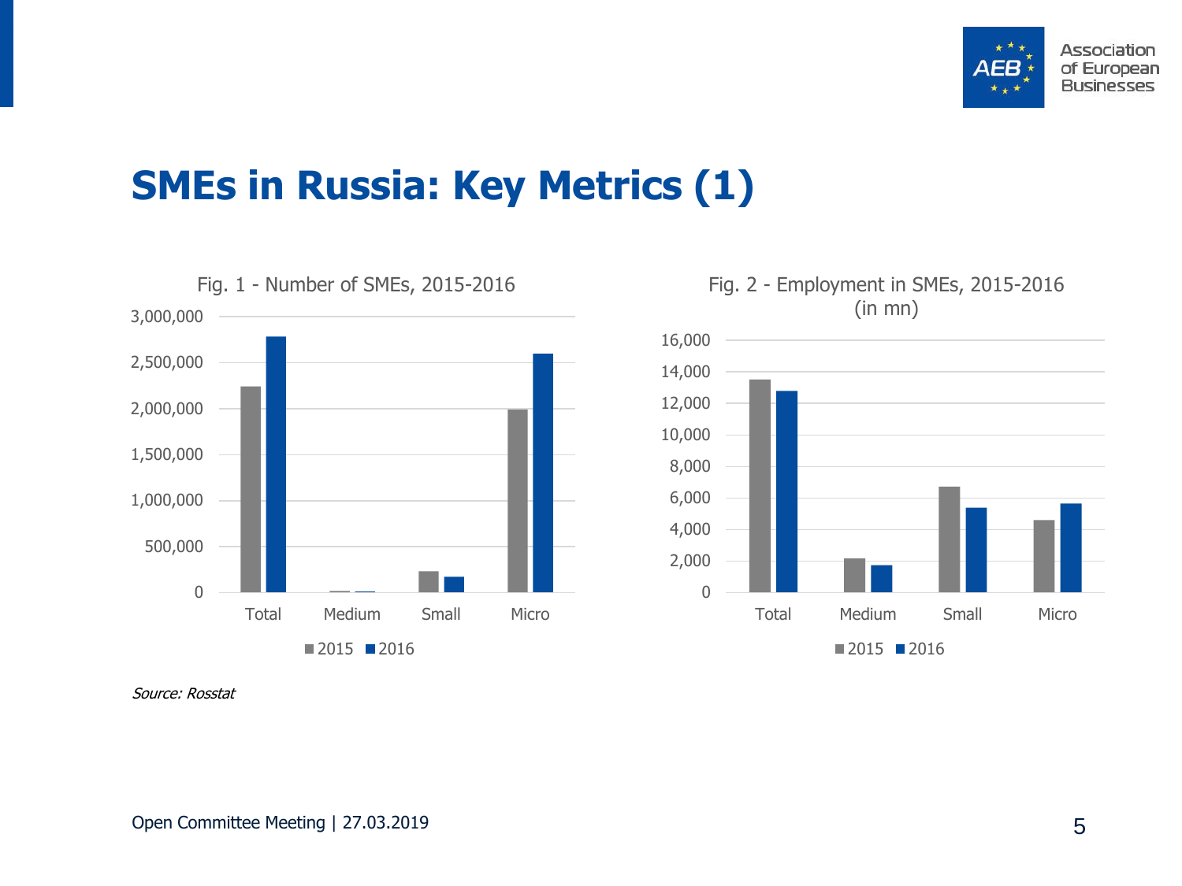# SMEs in Russia: Key Metrics (1)

Fig. 1 - Number of SMEs, 2015-2016

Fig. 2 - Employment in SMEs, 2015-2016 (in mn)

*Source: Rosstat*

Open Committee Meeting | 27.03.2019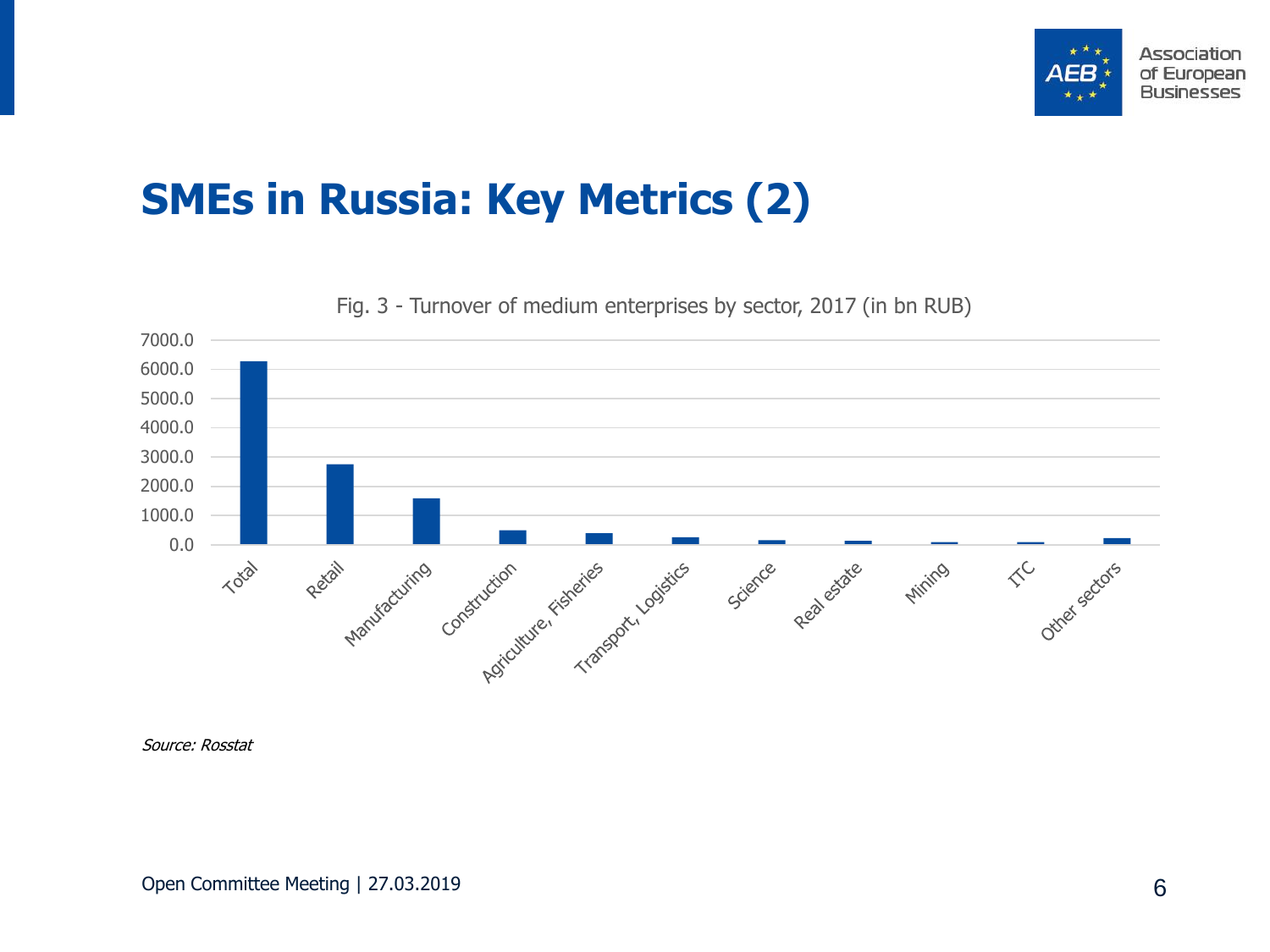# SMEs in Russia: Key Metrics (2)

Fig. 3 - Turnover of medium enterprises by sector, 2017 (in bn RUB)

*Source: Rosstat*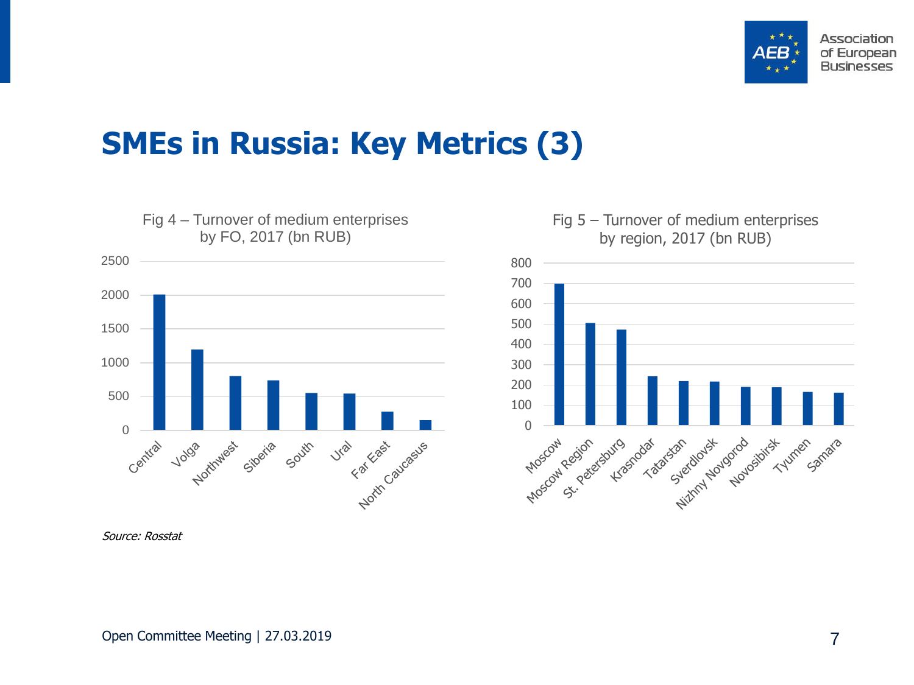# SMEs in Russia: Key Metrics (3)

Fig 4 – Turnover of medium enterprises by FO, 2017 (bn RUB)

| FO | Turnover (bn RUB) |
| --- | --- |
| Central | ~2000 |
| Volga | ~1190 |
| Northwest | ~800 |
| Siberia | ~735 |
| South | ~550 |
| Ural | ~540 |
| Far East | ~270 |
| North Caucasus | ~140 |

Fig 5 – Turnover of medium enterprises by region, 2017 (bn RUB)

| Region | Turnover (bn RUB) |
| --- | --- |
| Moscow | ~700 |
| Moscow Region | ~505 |
| St. Petersburg | ~470 |
| Krasnodar | ~240 |
| Tatarstan | ~218 |
| Sverdlovsk | ~215 |
| Nizhny Novgorod | ~190 |
| Novosibirsk | ~188 |
| Tyumen | ~165 |
| Samara | ~160 |

*Source: Rosstat*

Open Committee Meeting | 27.03.2019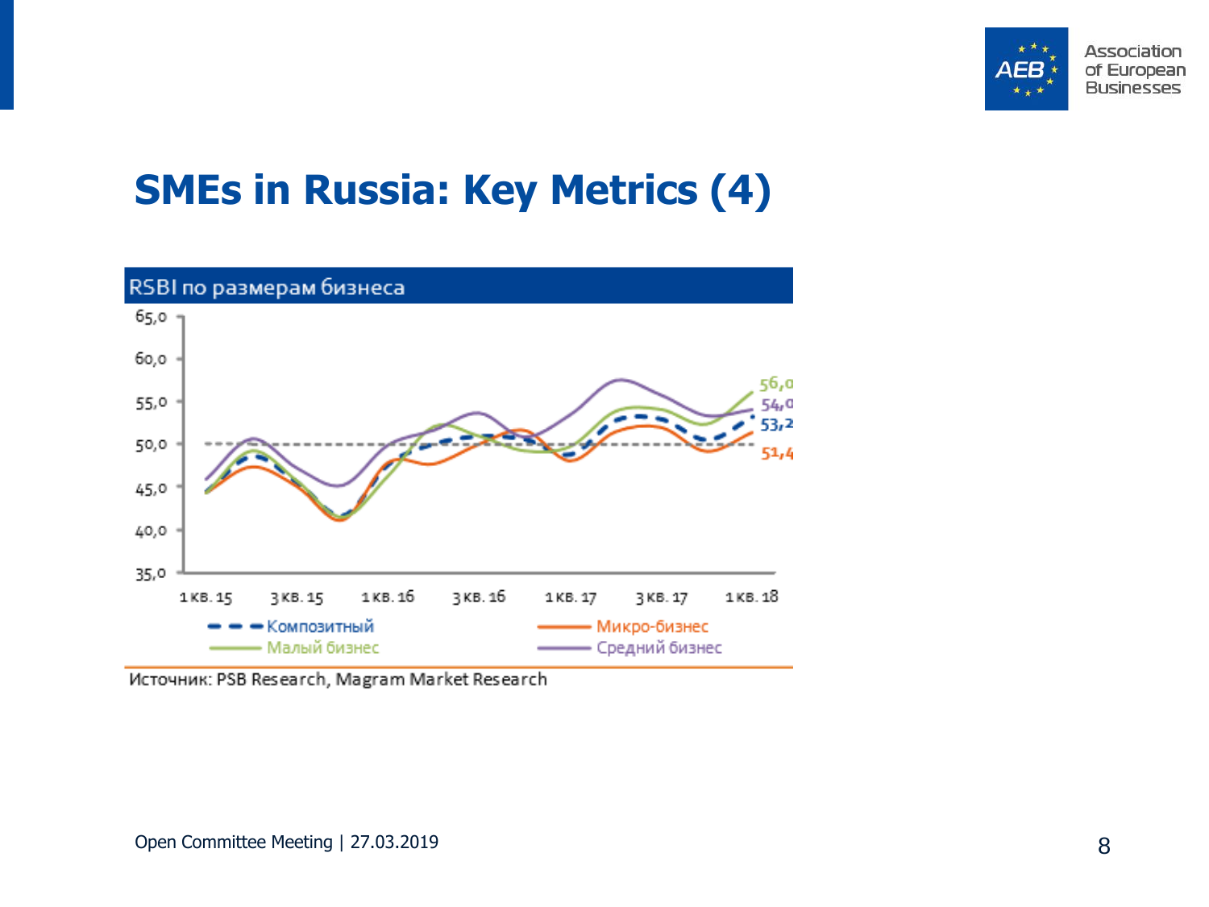# SMEs in Russia: Key Metrics (4)

**RSBI по размерам бизнеса**

65,0
60,0
55,0
50,0
45,0
40,0
35,0

1 кв. 15 | 3 кв. 15 | 1 кв. 16 | 3 кв. 16 | 1 кв. 17 | 3 кв. 17 | 1 кв. 18

56,0
54,0
53,2
51,4

Композитный — Микро-бизнес — Малый бизнес — Средний бизнес

Источник: PSB Research, Magram Market Research

Open Committee Meeting | 27.03.2019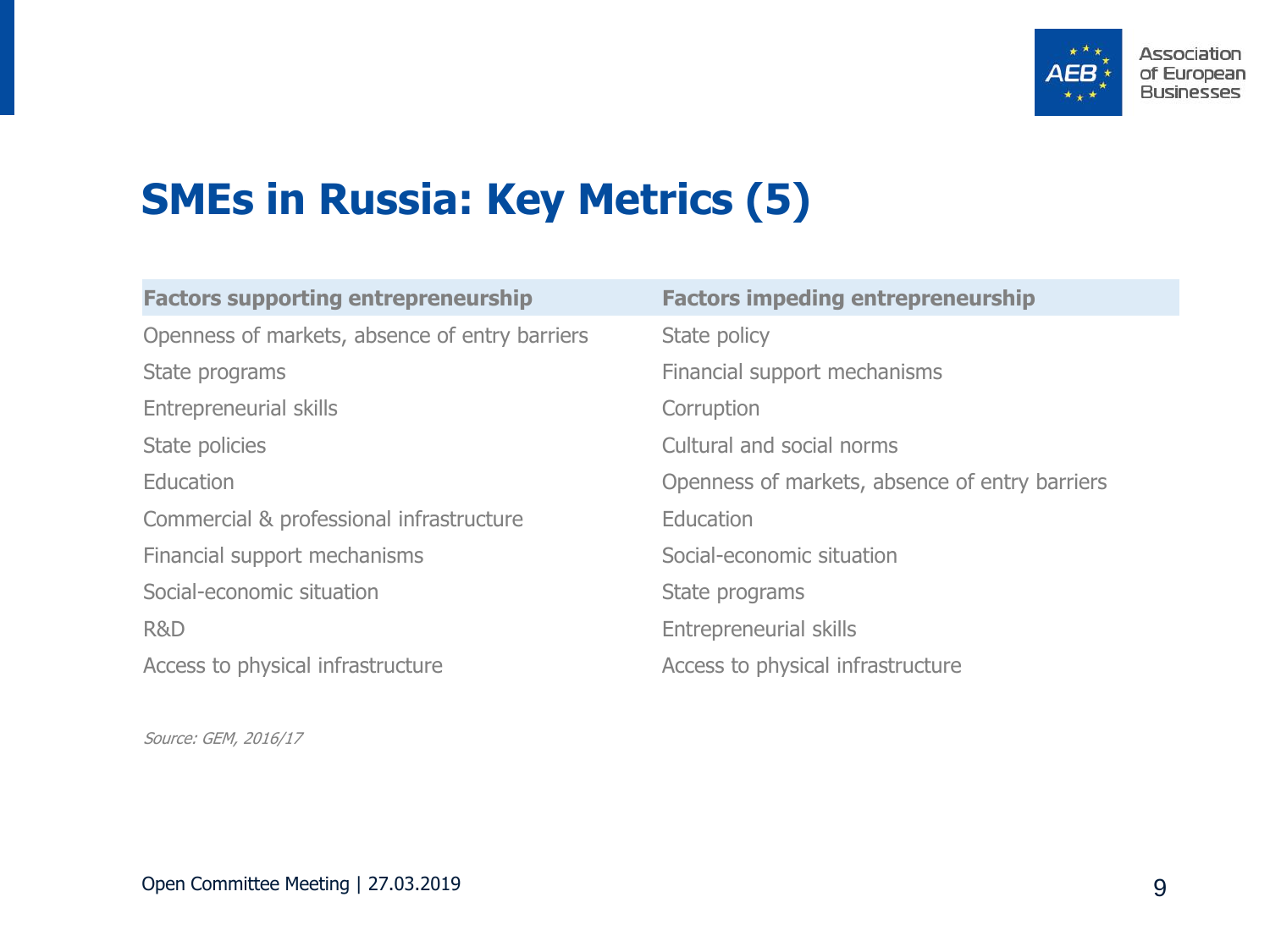# SMEs in Russia: Key Metrics (5)

| Factors supporting entrepreneurship | Factors impeding entrepreneurship |
| --- | --- |
| Openness of markets, absence of entry barriers | State policy |
| State programs | Financial support mechanisms |
| Entrepreneurial skills | Corruption |
| State policies | Cultural and social norms |
| Education | Openness of markets, absence of entry barriers |
| Commercial & professional infrastructure | Education |
| Financial support mechanisms | Social-economic situation |
| Social-economic situation | State programs |
| R&D | Entrepreneurial skills |
| Access to physical infrastructure | Access to physical infrastructure |

*Source: GEM, 2016/17*

Open Committee Meeting | 27.03.2019